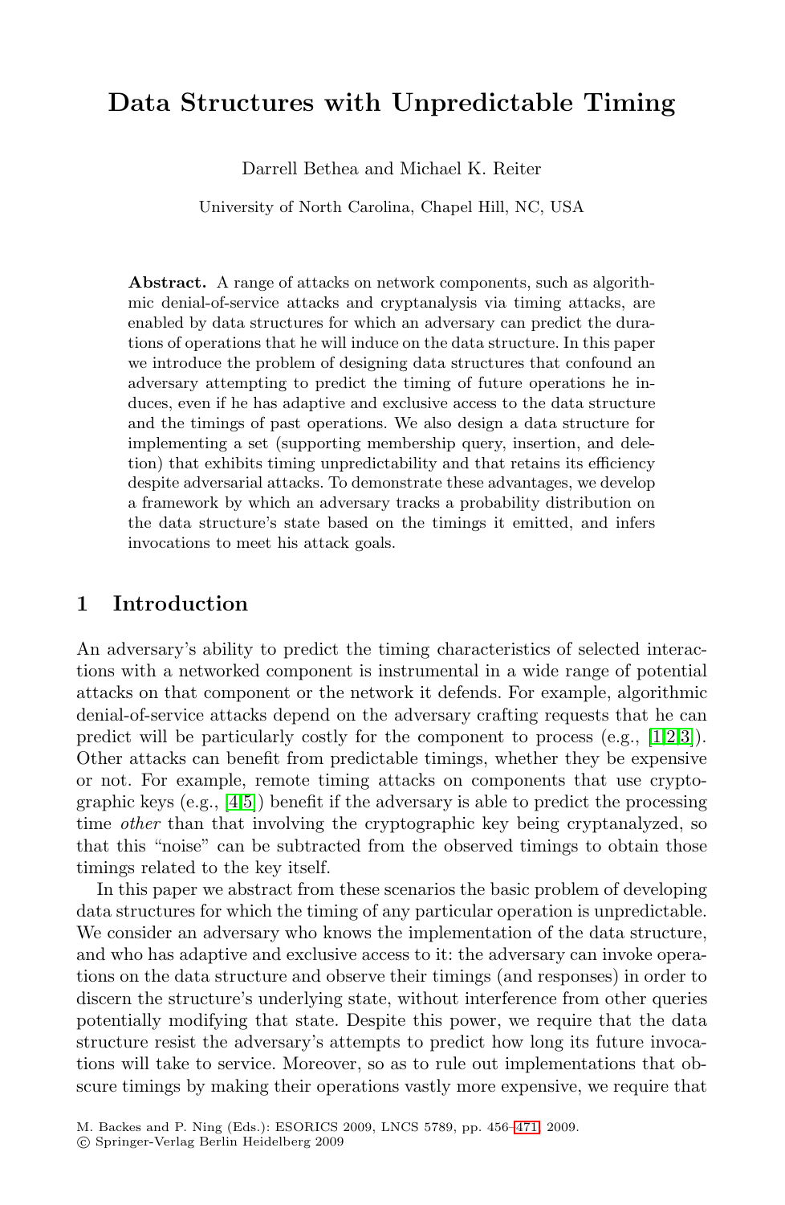# Data Structures with Unpredictable Timing

Darrell Bethea and Michael K. Reiter

University of North Carolina, Chapel Hill, NC, USA

**Abstract.** A range of attacks on network components, such as algorithmic denial-of-service attacks and cryptanalysis via timing attacks, are enabled by data structures for which an adversary can predict the durations of operations that he will induce on the data structure. In this paper we introduce the problem of designing data structures that confound an adversary attempting to predict the timing of future operations he induces, even if he has adaptive and exclusive access to the data structure and the timings of past operations. We also design a data structure for implementing a set (supporting membership query, insertion, and deletion) that exhibits timing unpredictability and that retains its efficiency despite adversarial attacks. To demonstrate these advantages, we develop a framework by which an adversary tracks a probability distribution on the data structure's state based on the timings it emitted, and infers invocations to meet his attack goals.

## 1 Introduction

An adversary's ability to predict the timing characteristics of selected interactions with a networked component is instrumental in a wide range of potential attacks on that component or the network it defends. For example, algorithmic denial-of-service attacks depend on the adversary crafting requests that he can predict will be particularly costly for the component to process (e.g., [1,2,3]). Other attacks can benefit from predictable timings, whether they be expensive or not. For example, remote timing attacks on components that use cryptographic keys (e.g., [4,5]) benefit if the adversary is able to predict the processing time *other* than that involving the cryptographic key being cryptanalyzed, so that this "noise" can be subtracted from the observed timings to obtain those timings related to the key itself.

In this paper we abstract from these scenarios the basic problem of developing data structures for which the timing of any particular operation is unpredictable. We consider an adversary who knows the implementation of the data structure, and who has adaptive and exclusive access to it: the adversary can invoke operations on the data structure and observe their timings (and responses) in order to discern the structure's underlying state, without interference from other queries potentially modifying that state. Despite this power, we require that the data structure resist the adversary's attempts to predict how long its future invocations will take to service. Moreover, so as to rule out implementations that obscure timings by making their operations vastly more expensive, we require that

M. Backes and P. Ning (Eds.): ESORICS 2009, LNCS 5789, pp. 456–471, 2009.
© Springer-Verlag Berlin Heidelberg 2009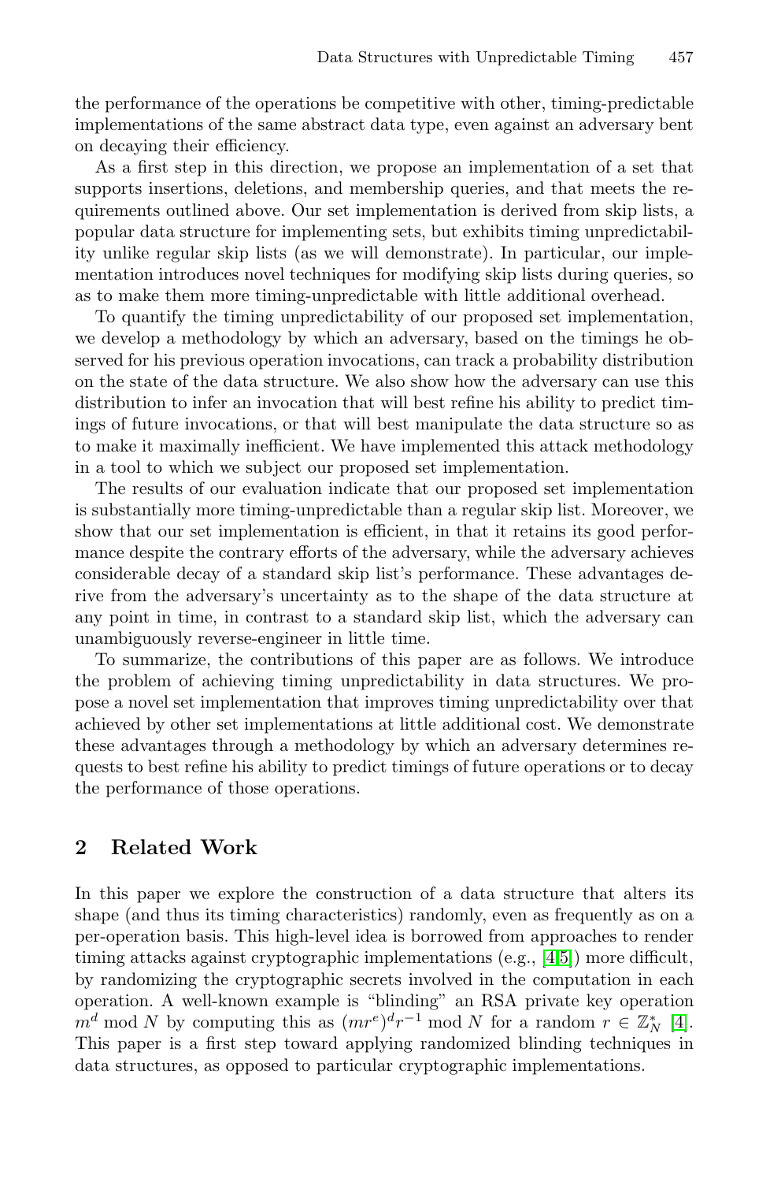the performance of the operations be competitive with other, timing-predictable implementations of the same abstract data type, even against an adversary bent on decaying their efficiency.

As a first step in this direction, we propose an implementation of a set that supports insertions, deletions, and membership queries, and that meets the requirements outlined above. Our set implementation is derived from skip lists, a popular data structure for implementing sets, but exhibits timing unpredictability unlike regular skip lists (as we will demonstrate). In particular, our implementation introduces novel techniques for modifying skip lists during queries, so as to make them more timing-unpredictable with little additional overhead.

To quantify the timing unpredictability of our proposed set implementation, we develop a methodology by which an adversary, based on the timings he observed for his previous operation invocations, can track a probability distribution on the state of the data structure. We also show how the adversary can use this distribution to infer an invocation that will best refine his ability to predict timings of future invocations, or that will best manipulate the data structure so as to make it maximally inefficient. We have implemented this attack methodology in a tool to which we subject our proposed set implementation.

The results of our evaluation indicate that our proposed set implementation is substantially more timing-unpredictable than a regular skip list. Moreover, we show that our set implementation is efficient, in that it retains its good performance despite the contrary efforts of the adversary, while the adversary achieves considerable decay of a standard skip list's performance. These advantages derive from the adversary's uncertainty as to the shape of the data structure at any point in time, in contrast to a standard skip list, which the adversary can unambiguously reverse-engineer in little time.

To summarize, the contributions of this paper are as follows. We introduce the problem of achieving timing unpredictability in data structures. We propose a novel set implementation that improves timing unpredictability over that achieved by other set implementations at little additional cost. We demonstrate these advantages through a methodology by which an adversary determines requests to best refine his ability to predict timings of future operations or to decay the performance of those operations.

## 2 Related Work

In this paper we explore the construction of a data structure that alters its shape (and thus its timing characteristics) randomly, even as frequently as on a per-operation basis. This high-level idea is borrowed from approaches to render timing attacks against cryptographic implementations (e.g., [4,5]) more difficult, by randomizing the cryptographic secrets involved in the computation in each operation. A well-known example is "blinding" an RSA private key operation $m^d \bmod N$ by computing this as $(mr^e)^d r^{-1} \bmod N$ for a random $r \in \mathbb{Z}_N^*$ [4]. This paper is a first step toward applying randomized blinding techniques in data structures, as opposed to particular cryptographic implementations.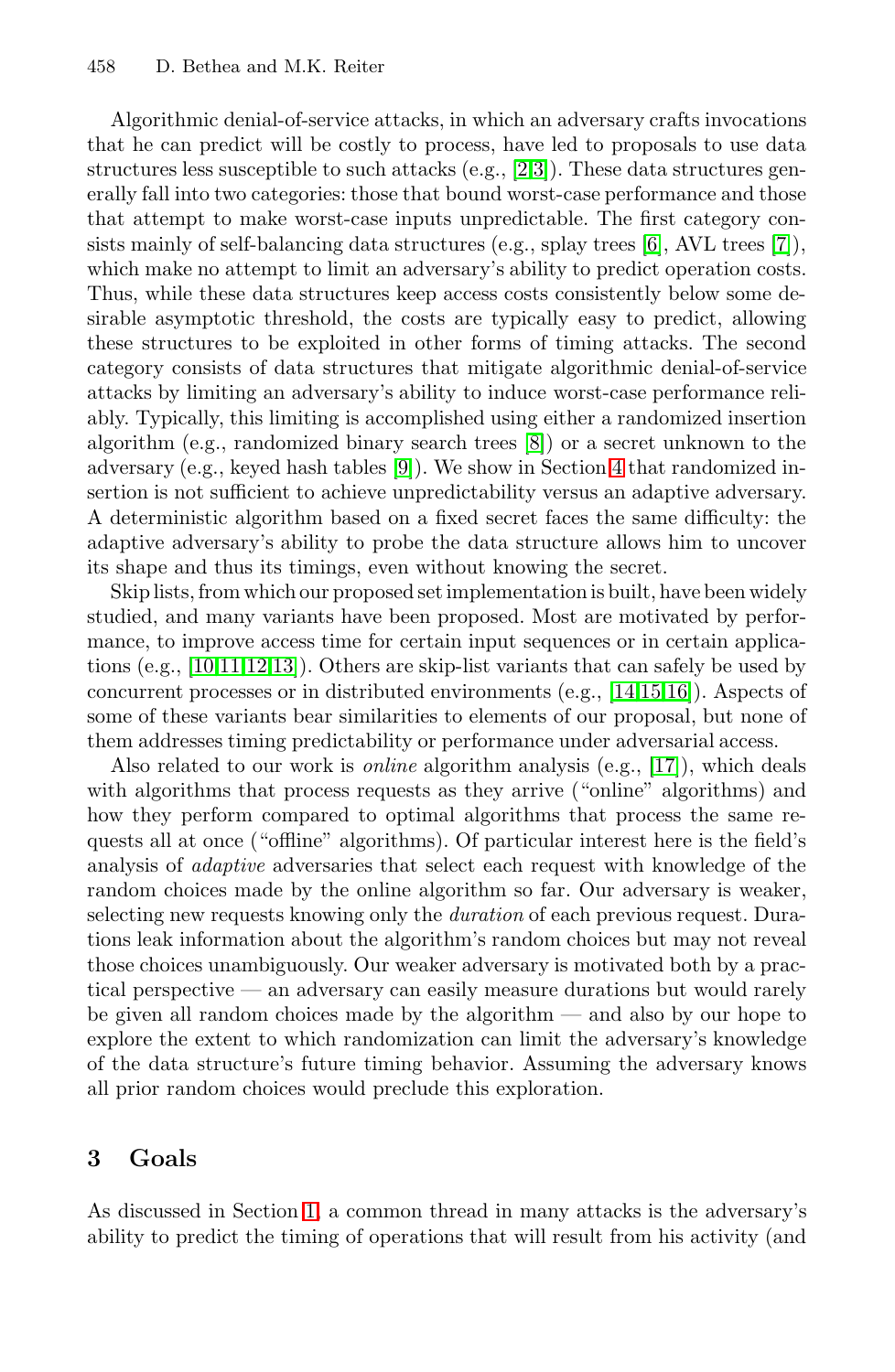Algorithmic denial-of-service attacks, in which an adversary crafts invocations that he can predict will be costly to process, have led to proposals to use data structures less susceptible to such attacks (e.g., [2,3]). These data structures generally fall into two categories: those that bound worst-case performance and those that attempt to make worst-case inputs unpredictable. The first category consists mainly of self-balancing data structures (e.g., splay trees [6], AVL trees [7]), which make no attempt to limit an adversary's ability to predict operation costs. Thus, while these data structures keep access costs consistently below some desirable asymptotic threshold, the costs are typically easy to predict, allowing these structures to be exploited in other forms of timing attacks. The second category consists of data structures that mitigate algorithmic denial-of-service attacks by limiting an adversary's ability to induce worst-case performance reliably. Typically, this limiting is accomplished using either a randomized insertion algorithm (e.g., randomized binary search trees [8]) or a secret unknown to the adversary (e.g., keyed hash tables [9]). We show in Section 4 that randomized insertion is not sufficient to achieve unpredictability versus an adaptive adversary. A deterministic algorithm based on a fixed secret faces the same difficulty: the adaptive adversary's ability to probe the data structure allows him to uncover its shape and thus its timings, even without knowing the secret.

Skip lists, from which our proposed set implementation is built, have been widely studied, and many variants have been proposed. Most are motivated by performance, to improve access time for certain input sequences or in certain applications (e.g., [10,11,12,13]). Others are skip-list variants that can safely be used by concurrent processes or in distributed environments (e.g., [14,15,16]). Aspects of some of these variants bear similarities to elements of our proposal, but none of them addresses timing predictability or performance under adversarial access.

Also related to our work is *online* algorithm analysis (e.g., [17]), which deals with algorithms that process requests as they arrive ("online" algorithms) and how they perform compared to optimal algorithms that process the same requests all at once ("offline" algorithms). Of particular interest here is the field's analysis of *adaptive* adversaries that select each request with knowledge of the random choices made by the online algorithm so far. Our adversary is weaker, selecting new requests knowing only the *duration* of each previous request. Durations leak information about the algorithm's random choices but may not reveal those choices unambiguously. Our weaker adversary is motivated both by a practical perspective — an adversary can easily measure durations but would rarely be given all random choices made by the algorithm — and also by our hope to explore the extent to which randomization can limit the adversary's knowledge of the data structure's future timing behavior. Assuming the adversary knows all prior random choices would preclude this exploration.

## 3 Goals

As discussed in Section 1, a common thread in many attacks is the adversary's ability to predict the timing of operations that will result from his activity (and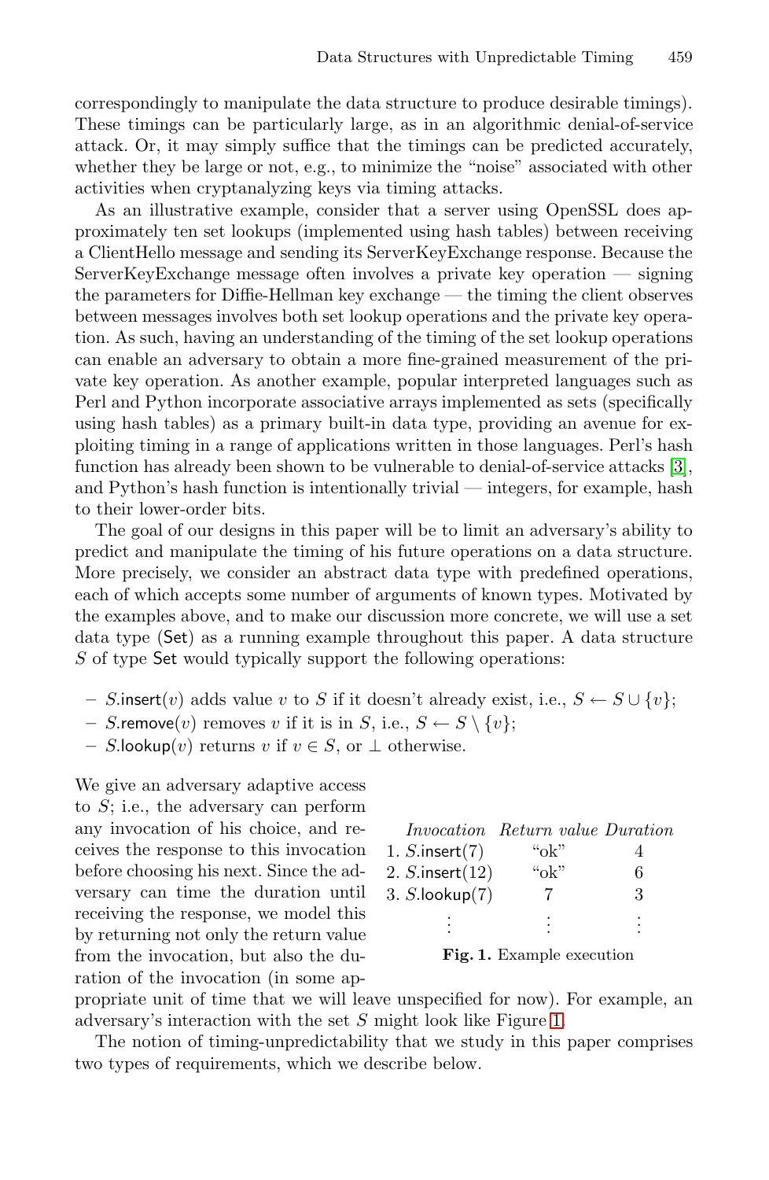correspondingly to manipulate the data structure to produce desirable timings). These timings can be particularly large, as in an algorithmic denial-of-service attack. Or, it may simply suffice that the timings can be predicted accurately, whether they be large or not, e.g., to minimize the "noise" associated with other activities when cryptanalyzing keys via timing attacks.

As an illustrative example, consider that a server using OpenSSL does approximately ten set lookups (implemented using hash tables) between receiving a ClientHello message and sending its ServerKeyExchange response. Because the ServerKeyExchange message often involves a private key operation — signing the parameters for Diffie-Hellman key exchange — the timing the client observes between messages involves both set lookup operations and the private key operation. As such, having an understanding of the timing of the set lookup operations can enable an adversary to obtain a more fine-grained measurement of the private key operation. As another example, popular interpreted languages such as Perl and Python incorporate associative arrays implemented as sets (specifically using hash tables) as a primary built-in data type, providing an avenue for exploiting timing in a range of applications written in those languages. Perl's hash function has already been shown to be vulnerable to denial-of-service attacks [3], and Python's hash function is intentionally trivial — integers, for example, hash to their lower-order bits.

The goal of our designs in this paper will be to limit an adversary's ability to predict and manipulate the timing of his future operations on a data structure. More precisely, we consider an abstract data type with predefined operations, each of which accepts some number of arguments of known types. Motivated by the examples above, and to make our discussion more concrete, we will use a set data type (Set) as a running example throughout this paper. A data structure $S$ of type Set would typically support the following operations:

- $S$.insert($v$) adds value $v$ to $S$ if it doesn't already exist, i.e., $S \leftarrow S \cup \{v\}$;
- $S$.remove($v$) removes $v$ if it is in $S$, i.e., $S \leftarrow S \setminus \{v\}$;
- $S$.lookup($v$) returns $v$ if $v \in S$, or $\perp$ otherwise.

We give an adversary adaptive access to $S$; i.e., the adversary can perform any invocation of his choice, and receives the response to this invocation before choosing his next. Since the adversary can time the duration until receiving the response, we model this by returning not only the return value from the invocation, but also the duration of the invocation (in some appropriate unit of time that we will leave unspecified for now). For example, an adversary's interaction with the set $S$ might look like Figure 1.

| *Invocation* | *Return value* | *Duration* |
|---|---|---|
| 1. $S$.insert(7) | "ok" | 4 |
| 2. $S$.insert(12) | "ok" | 6 |
| 3. $S$.lookup(7) | 7 | 3 |
| ⋮ | ⋮ | ⋮ |

**Fig. 1.** Example execution

The notion of timing-unpredictability that we study in this paper comprises two types of requirements, which we describe below.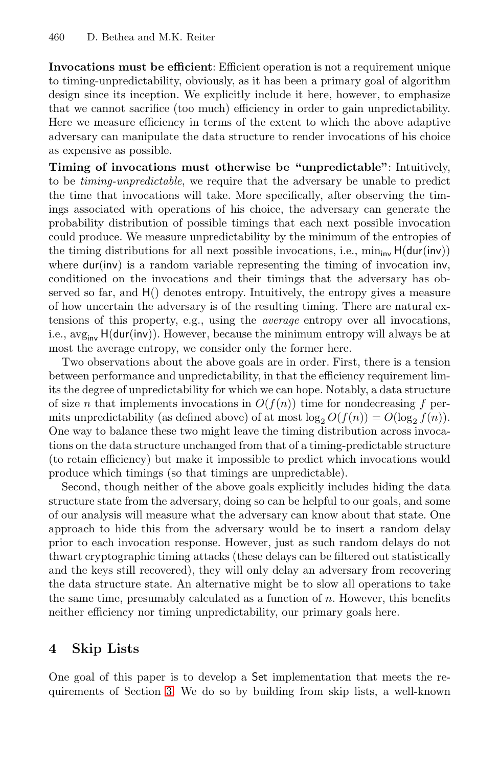**Invocations must be efficient**: Efficient operation is not a requirement unique to timing-unpredictability, obviously, as it has been a primary goal of algorithm design since its inception. We explicitly include it here, however, to emphasize that we cannot sacrifice (too much) efficiency in order to gain unpredictability. Here we measure efficiency in terms of the extent to which the above adaptive adversary can manipulate the data structure to render invocations of his choice as expensive as possible.

**Timing of invocations must otherwise be "unpredictable"**: Intuitively, to be *timing-unpredictable*, we require that the adversary be unable to predict the time that invocations will take. More specifically, after observing the timings associated with operations of his choice, the adversary can generate the probability distribution of possible timings that each next possible invocation could produce. We measure unpredictability by the minimum of the entropies of the timing distributions for all next possible invocations, i.e., $\min_{\mathsf{inv}} \mathsf{H}(\mathsf{dur}(\mathsf{inv}))$ where $\mathsf{dur}(\mathsf{inv})$ is a random variable representing the timing of invocation $\mathsf{inv}$, conditioned on the invocations and their timings that the adversary has observed so far, and $\mathsf{H}()$ denotes entropy. Intuitively, the entropy gives a measure of how uncertain the adversary is of the resulting timing. There are natural extensions of this property, e.g., using the *average* entropy over all invocations, i.e., $\mathrm{avg}_{\mathsf{inv}} \mathsf{H}(\mathsf{dur}(\mathsf{inv}))$. However, because the minimum entropy will always be at most the average entropy, we consider only the former here.

Two observations about the above goals are in order. First, there is a tension between performance and unpredictability, in that the efficiency requirement limits the degree of unpredictability for which we can hope. Notably, a data structure of size $n$ that implements invocations in $O(f(n))$ time for nondecreasing $f$ permits unpredictability (as defined above) of at most $\log_2 O(f(n)) = O(\log_2 f(n))$. One way to balance these two might leave the timing distribution across invocations on the data structure unchanged from that of a timing-predictable structure (to retain efficiency) but make it impossible to predict which invocations would produce which timings (so that timings are unpredictable).

Second, though neither of the above goals explicitly includes hiding the data structure state from the adversary, doing so can be helpful to our goals, and some of our analysis will measure what the adversary can know about that state. One approach to hide this from the adversary would be to insert a random delay prior to each invocation response. However, just as such random delays do not thwart cryptographic timing attacks (these delays can be filtered out statistically and the keys still recovered), they will only delay an adversary from recovering the data structure state. An alternative might be to slow all operations to take the same time, presumably calculated as a function of $n$. However, this benefits neither efficiency nor timing unpredictability, our primary goals here.

# 4 Skip Lists

One goal of this paper is to develop a Set implementation that meets the requirements of Section 3. We do so by building from skip lists, a well-known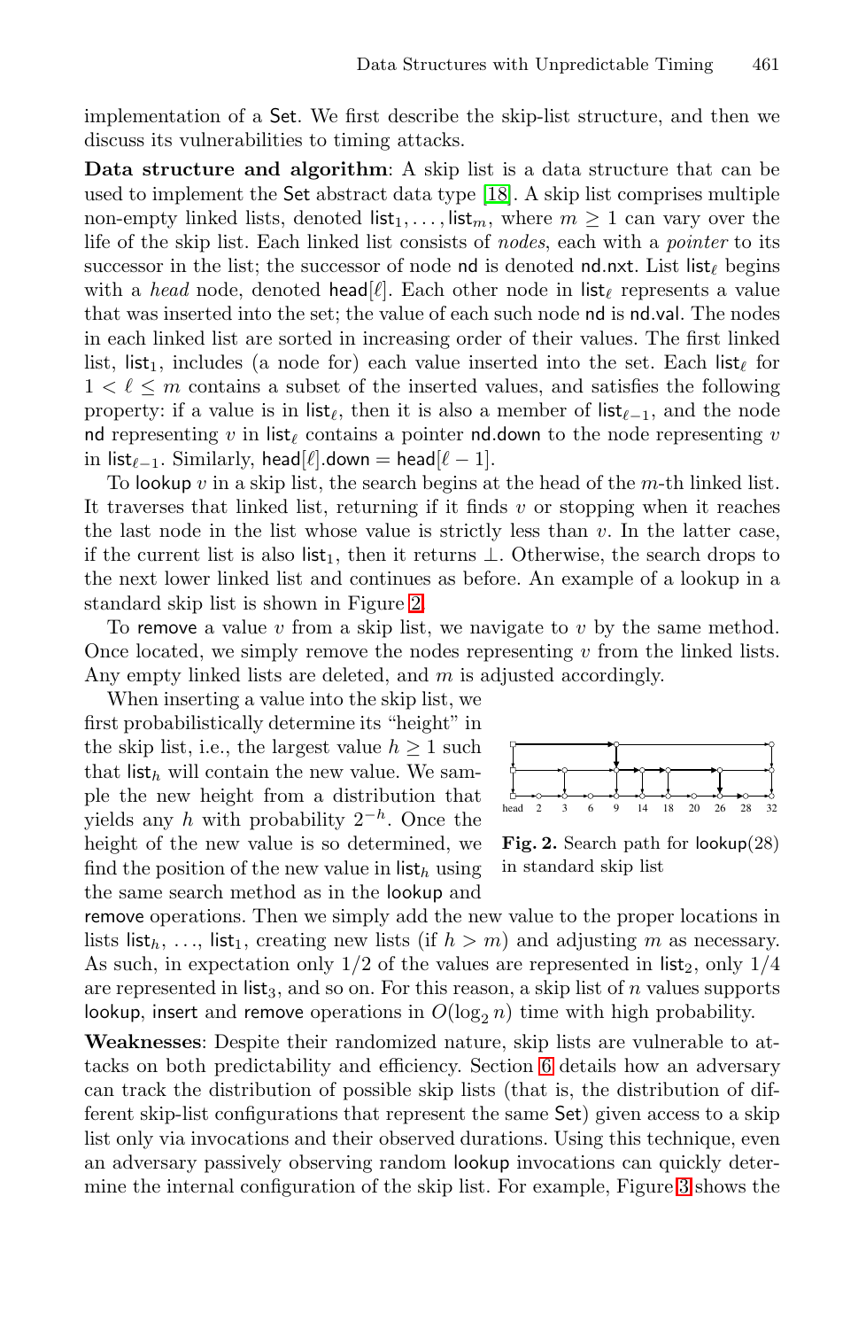implementation of a Set. We first describe the skip-list structure, and then we discuss its vulnerabilities to timing attacks.

**Data structure and algorithm**: A skip list is a data structure that can be used to implement the Set abstract data type [18]. A skip list comprises multiple non-empty linked lists, denoted $\mathsf{list}_1, \ldots, \mathsf{list}_m$, where $m \geq 1$ can vary over the life of the skip list. Each linked list consists of *nodes*, each with a *pointer* to its successor in the list; the successor of node nd is denoted nd.nxt. List $\mathsf{list}_\ell$ begins with a *head* node, denoted $\mathsf{head}[\ell]$. Each other node in $\mathsf{list}_\ell$ represents a value that was inserted into the set; the value of each such node nd is nd.val. The nodes in each linked list are sorted in increasing order of their values. The first linked list, $\mathsf{list}_1$, includes (a node for) each value inserted into the set. Each $\mathsf{list}_\ell$ for $1 < \ell \leq m$ contains a subset of the inserted values, and satisfies the following property: if a value is in $\mathsf{list}_\ell$, then it is also a member of $\mathsf{list}_{\ell-1}$, and the node nd representing $v$ in $\mathsf{list}_\ell$ contains a pointer nd.down to the node representing $v$ in $\mathsf{list}_{\ell-1}$. Similarly, $\mathsf{head}[\ell].\mathsf{down} = \mathsf{head}[\ell - 1]$.

To lookup $v$ in a skip list, the search begins at the head of the $m$-th linked list. It traverses that linked list, returning if it finds $v$ or stopping when it reaches the last node in the list whose value is strictly less than $v$. In the latter case, if the current list is also $\mathsf{list}_1$, then it returns $\perp$. Otherwise, the search drops to the next lower linked list and continues as before. An example of a lookup in a standard skip list is shown in Figure 2.

To remove a value $v$ from a skip list, we navigate to $v$ by the same method. Once located, we simply remove the nodes representing $v$ from the linked lists. Any empty linked lists are deleted, and $m$ is adjusted accordingly.

When inserting a value into the skip list, we first probabilistically determine its "height" in the skip list, i.e., the largest value $h \geq 1$ such that $\mathsf{list}_h$ will contain the new value. We sample the new height from a distribution that yields any $h$ with probability $2^{-h}$. Once the height of the new value is so determined, we find the position of the new value in $\mathsf{list}_h$ using the same search method as in the lookup and remove operations. Then we simply add the new value to the proper locations in lists $\mathsf{list}_h$, ..., $\mathsf{list}_1$, creating new lists (if $h > m$) and adjusting $m$ as necessary. As such, in expectation only 1/2 of the values are represented in $\mathsf{list}_2$, only 1/4 are represented in $\mathsf{list}_3$, and so on. For this reason, a skip list of $n$ values supports lookup, insert and remove operations in $O(\log_2 n)$ time with high probability.

**Fig. 2.** Search path for lookup(28) in standard skip list

**Weaknesses**: Despite their randomized nature, skip lists are vulnerable to attacks on both predictability and efficiency. Section 6 details how an adversary can track the distribution of possible skip lists (that is, the distribution of different skip-list configurations that represent the same Set) given access to a skip list only via invocations and their observed durations. Using this technique, even an adversary passively observing random lookup invocations can quickly determine the internal configuration of the skip list. For example, Figure 3 shows the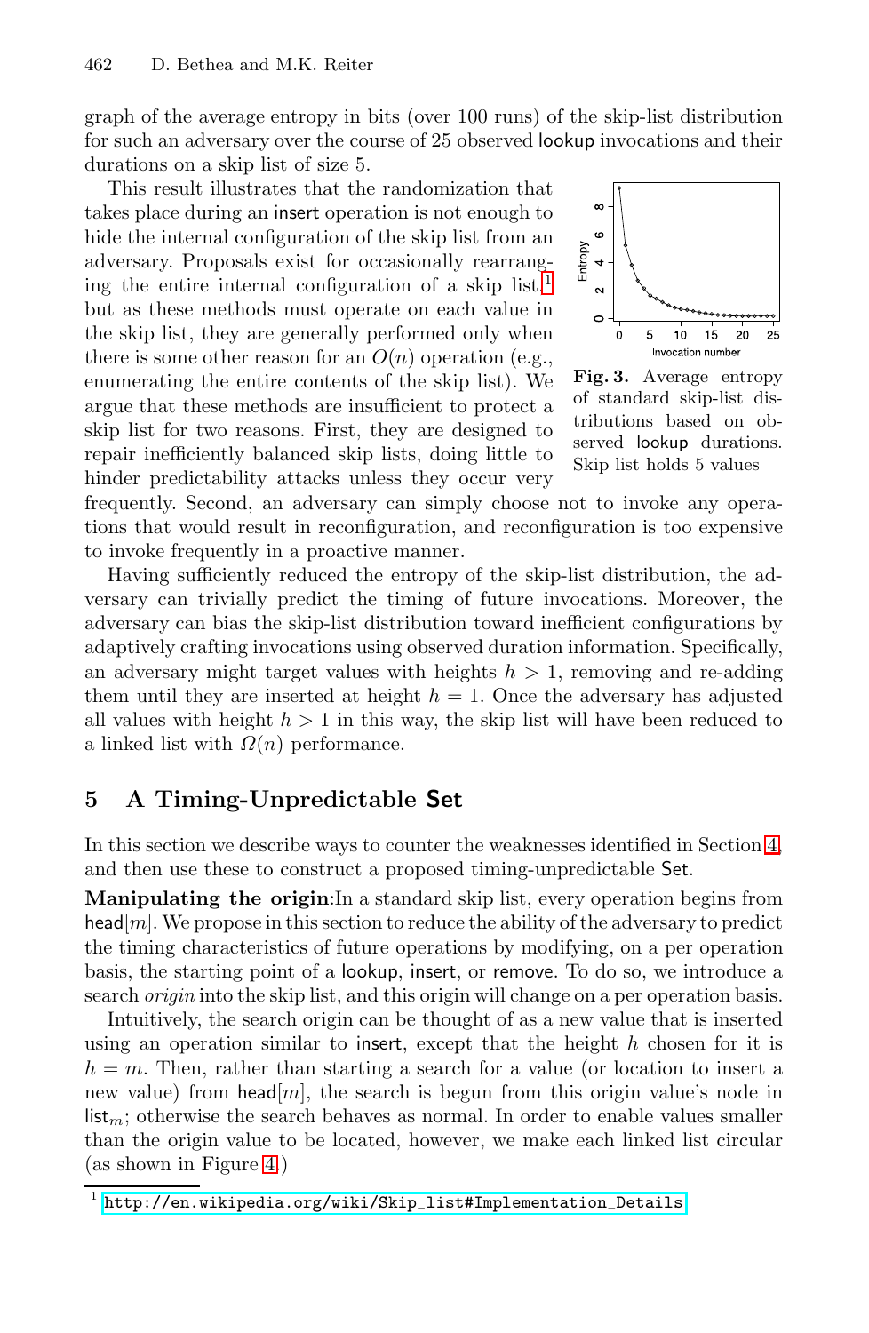graph of the average entropy in bits (over 100 runs) of the skip-list distribution for such an adversary over the course of 25 observed lookup invocations and their durations on a skip list of size 5.

This result illustrates that the randomization that takes place during an insert operation is not enough to hide the internal configuration of the skip list from an adversary. Proposals exist for occasionally rearranging the entire internal configuration of a skip list,[1] but as these methods must operate on each value in the skip list, they are generally performed only when there is some other reason for an $O(n)$ operation (e.g., enumerating the entire contents of the skip list). We argue that these methods are insufficient to protect a skip list for two reasons. First, they are designed to repair inefficiently balanced skip lists, doing little to hinder predictability attacks unless they occur very frequently. Second, an adversary can simply choose not to invoke any operations that would result in reconfiguration, and reconfiguration is too expensive to invoke frequently in a proactive manner.

**Fig. 3.** Average entropy of standard skip-list distributions based on observed lookup durations. Skip list holds 5 values

Having sufficiently reduced the entropy of the skip-list distribution, the adversary can trivially predict the timing of future invocations. Moreover, the adversary can bias the skip-list distribution toward inefficient configurations by adaptively crafting invocations using observed duration information. Specifically, an adversary might target values with heights $h > 1$, removing and re-adding them until they are inserted at height $h = 1$. Once the adversary has adjusted all values with height $h > 1$ in this way, the skip list will have been reduced to a linked list with $\Omega(n)$ performance.

## 5 A Timing-Unpredictable Set

In this section we describe ways to counter the weaknesses identified in Section 4, and then use these to construct a proposed timing-unpredictable Set.

**Manipulating the origin**:In a standard skip list, every operation begins from $\mathsf{head}[m]$. We propose in this section to reduce the ability of the adversary to predict the timing characteristics of future operations by modifying, on a per operation basis, the starting point of a lookup, insert, or remove. To do so, we introduce a search *origin* into the skip list, and this origin will change on a per operation basis.

Intuitively, the search origin can be thought of as a new value that is inserted using an operation similar to insert, except that the height $h$ chosen for it is $h = m$. Then, rather than starting a search for a value (or location to insert a new value) from $\mathsf{head}[m]$, the search is begun from this origin value's node in $\mathsf{list}_m$; otherwise the search behaves as normal. In order to enable values smaller than the origin value to be located, however, we make each linked list circular (as shown in Figure 4.)

[1] http://en.wikipedia.org/wiki/Skip_list#Implementation_Details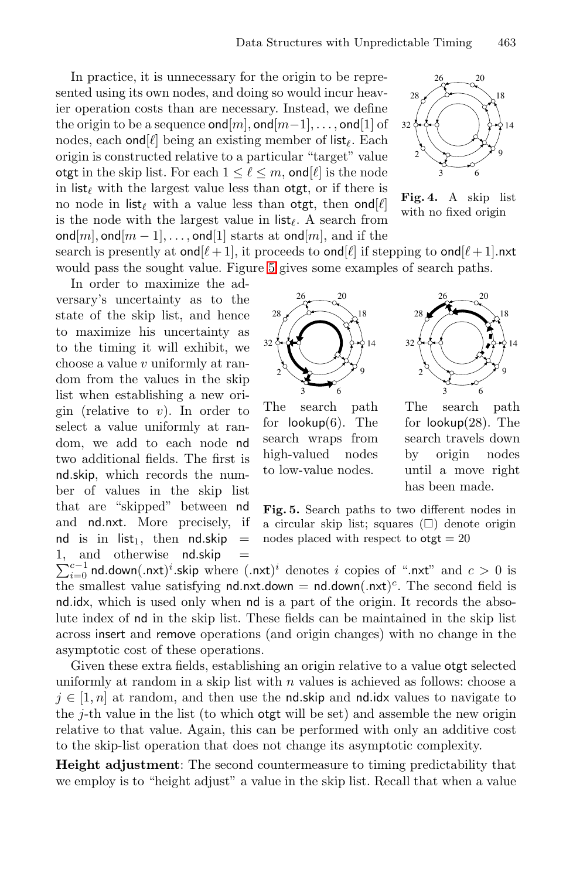In practice, it is unnecessary for the origin to be represented using its own nodes, and doing so would incur heavier operation costs than are necessary. Instead, we define the origin to be a sequence ond$[m]$, ond$[m-1]$, ..., ond$[1]$ of nodes, each ond$[\ell]$ being an existing member of list$_\ell$. Each origin is constructed relative to a particular "target" value otgt in the skip list. For each $1 \leq \ell \leq m$, ond$[\ell]$ is the node in list$_\ell$ with the largest value less than otgt, or if there is no node in list$_\ell$ with a value less than otgt, then ond$[\ell]$ is the node with the largest value in list$_\ell$. A search from ond$[m]$, ond$[m-1]$, ..., ond$[1]$ starts at ond$[m]$, and if the search is presently at ond$[\ell+1]$, it proceeds to ond$[\ell]$ if stepping to ond$[\ell+1]$.nxt would pass the sought value. Figure 5 gives some examples of search paths.

**Fig. 4.** A skip list with no fixed origin

In order to maximize the adversary's uncertainty as to the state of the skip list, and hence to maximize his uncertainty as to the timing it will exhibit, we choose a value $v$ uniformly at random from the values in the skip list when establishing a new origin (relative to $v$). In order to select a value uniformly at random, we add to each node nd two additional fields. The first is nd.skip, which records the number of values in the skip list that are "skipped" between nd and nd.nxt. More precisely, if nd is in list$_1$, then nd.skip $=$ 1, and otherwise nd.skip $=$ $\sum_{i=0}^{c-1}$ nd.down(.nxt)$^i$.skip where (.nxt)$^i$ denotes $i$ copies of ".nxt" and $c > 0$ is the smallest value satisfying nd.nxt.down $=$ nd.down(.nxt)$^c$. The second field is nd.idx, which is used only when nd is a part of the origin. It records the absolute index of nd in the skip list. These fields can be maintained in the skip list across insert and remove operations (and origin changes) with no change in the asymptotic cost of these operations.

The search path for lookup(6). The search wraps from high-valued nodes to low-value nodes.

The search path for lookup(28). The search travels down by origin nodes until a move right has been made.

**Fig. 5.** Search paths to two different nodes in a circular skip list; squares (□) denote origin nodes placed with respect to otgt $=$ 20

Given these extra fields, establishing an origin relative to a value otgt selected uniformly at random in a skip list with $n$ values is achieved as follows: choose a $j \in [1, n]$ at random, and then use the nd.skip and nd.idx values to navigate to the $j$-th value in the list (to which otgt will be set) and assemble the new origin relative to that value. Again, this can be performed with only an additive cost to the skip-list operation that does not change its asymptotic complexity.

**Height adjustment**: The second countermeasure to timing predictability that we employ is to "height adjust" a value in the skip list. Recall that when a value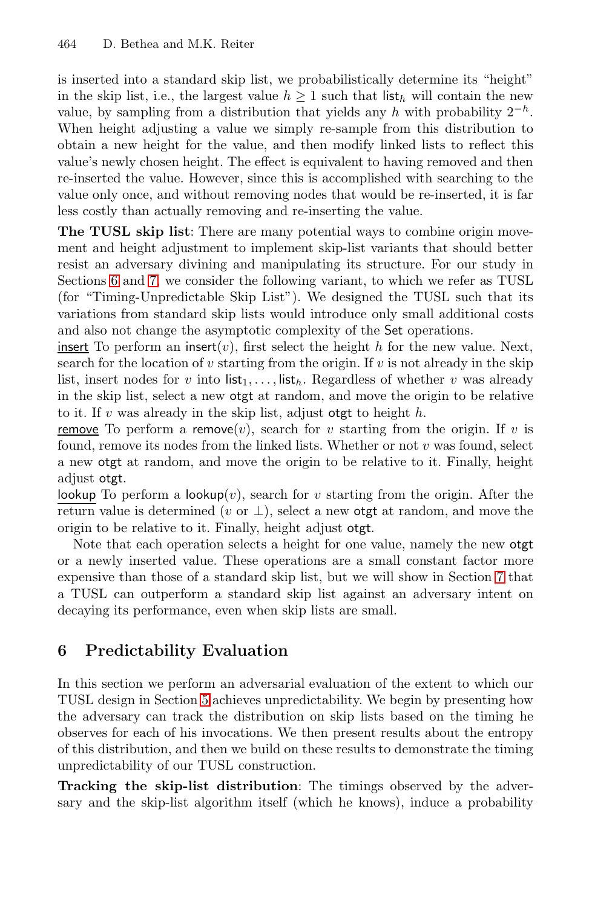is inserted into a standard skip list, we probabilistically determine its "height" in the skip list, i.e., the largest value $h \geq 1$ such that $\mathsf{list}_h$ will contain the new value, by sampling from a distribution that yields any $h$ with probability $2^{-h}$. When height adjusting a value we simply re-sample from this distribution to obtain a new height for the value, and then modify linked lists to reflect this value's newly chosen height. The effect is equivalent to having removed and then re-inserted the value. However, since this is accomplished with searching to the value only once, and without removing nodes that would be re-inserted, it is far less costly than actually removing and re-inserting the value.

**The TUSL skip list**: There are many potential ways to combine origin movement and height adjustment to implement skip-list variants that should better resist an adversary divining and manipulating its structure. For our study in Sections 6 and 7, we consider the following variant, to which we refer as TUSL (for "Timing-Unpredictable Skip List"). We designed the TUSL such that its variations from standard skip lists would introduce only small additional costs and also not change the asymptotic complexity of the Set operations.

insert To perform an insert($v$), first select the height $h$ for the new value. Next, search for the location of $v$ starting from the origin. If $v$ is not already in the skip list, insert nodes for $v$ into $\mathsf{list}_1, \ldots, \mathsf{list}_h$. Regardless of whether $v$ was already in the skip list, select a new otgt at random, and move the origin to be relative to it. If $v$ was already in the skip list, adjust otgt to height $h$.

remove To perform a remove($v$), search for $v$ starting from the origin. If $v$ is found, remove its nodes from the linked lists. Whether or not $v$ was found, select a new otgt at random, and move the origin to be relative to it. Finally, height adjust otgt.

lookup To perform a lookup($v$), search for $v$ starting from the origin. After the return value is determined ($v$ or $\perp$), select a new otgt at random, and move the origin to be relative to it. Finally, height adjust otgt.

Note that each operation selects a height for one value, namely the new otgt or a newly inserted value. These operations are a small constant factor more expensive than those of a standard skip list, but we will show in Section 7 that a TUSL can outperform a standard skip list against an adversary intent on decaying its performance, even when skip lists are small.

## 6 Predictability Evaluation

In this section we perform an adversarial evaluation of the extent to which our TUSL design in Section 5 achieves unpredictability. We begin by presenting how the adversary can track the distribution on skip lists based on the timing he observes for each of his invocations. We then present results about the entropy of this distribution, and then we build on these results to demonstrate the timing unpredictability of our TUSL construction.

**Tracking the skip-list distribution**: The timings observed by the adversary and the skip-list algorithm itself (which he knows), induce a probability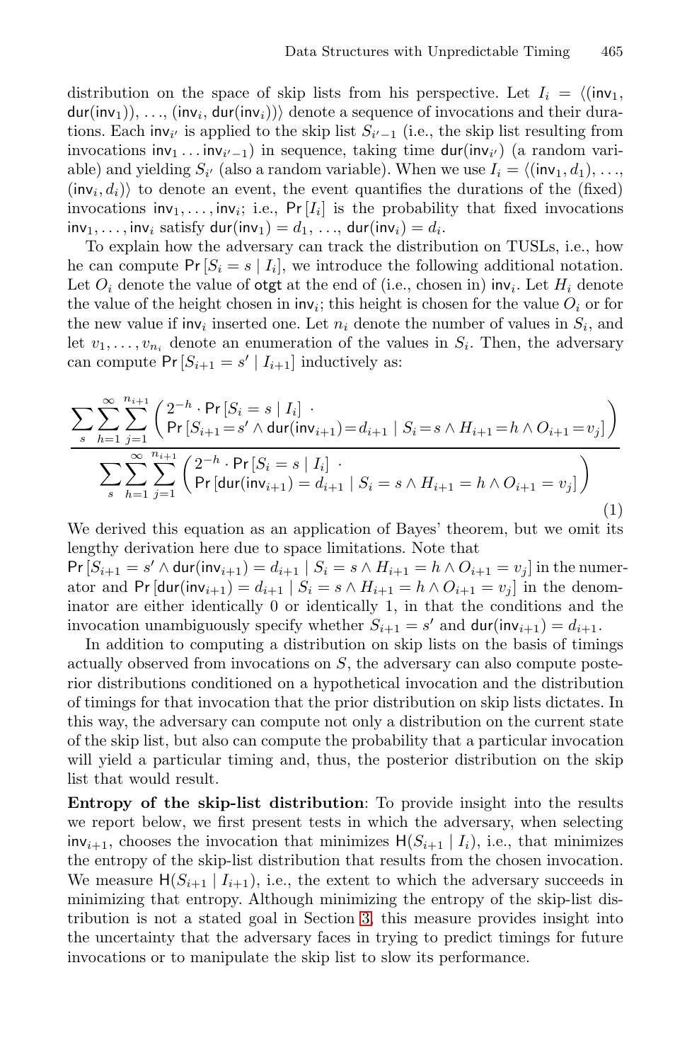distribution on the space of skip lists from his perspective. Let $I_i = \langle(\mathsf{inv}_1, \mathsf{dur}(\mathsf{inv}_1)), \ldots, (\mathsf{inv}_i, \mathsf{dur}(\mathsf{inv}_i))\rangle$ denote a sequence of invocations and their durations. Each $\mathsf{inv}_{i'}$ is applied to the skip list $S_{i'-1}$ (i.e., the skip list resulting from invocations $\mathsf{inv}_1 \ldots \mathsf{inv}_{i'-1}$) in sequence, taking time $\mathsf{dur}(\mathsf{inv}_{i'})$ (a random variable) and yielding $S_{i'}$ (also a random variable). When we use $I_i = \langle(\mathsf{inv}_1, d_1), \ldots, (\mathsf{inv}_i, d_i)\rangle$ to denote an event, the event quantifies the durations of the (fixed) invocations $\mathsf{inv}_1, \ldots, \mathsf{inv}_i$; i.e., $\mathsf{Pr}[I_i]$ is the probability that fixed invocations $\mathsf{inv}_1, \ldots, \mathsf{inv}_i$ satisfy $\mathsf{dur}(\mathsf{inv}_1) = d_1, \ldots, \mathsf{dur}(\mathsf{inv}_i) = d_i$.

To explain how the adversary can track the distribution on TUSLs, i.e., how he can compute $\mathsf{Pr}[S_i = s \mid I_i]$, we introduce the following additional notation. Let $O_i$ denote the value of $\mathsf{otgt}$ at the end of (i.e., chosen in) $\mathsf{inv}_i$. Let $H_i$ denote the value of the height chosen in $\mathsf{inv}_i$; this height is chosen for the value $O_i$ or for the new value if $\mathsf{inv}_i$ inserted one. Let $n_i$ denote the number of values in $S_i$, and let $v_1, \ldots, v_{n_i}$ denote an enumeration of the values in $S_i$. Then, the adversary can compute $\mathsf{Pr}[S_{i+1} = s' \mid I_{i+1}]$ inductively as:

$$\frac{\displaystyle\sum_{s}\sum_{h=1}^{\infty}\sum_{j=1}^{n_{i+1}} \begin{pmatrix} 2^{-h} \cdot \mathsf{Pr}[S_i = s \mid I_i] \ \cdot \\ \mathsf{Pr}[S_{i+1} = s' \wedge \mathsf{dur}(\mathsf{inv}_{i+1}) = d_{i+1} \mid S_i = s \wedge H_{i+1} = h \wedge O_{i+1} = v_j] \end{pmatrix}}{\displaystyle\sum_{s}\sum_{h=1}^{\infty}\sum_{j=1}^{n_{i+1}} \begin{pmatrix} 2^{-h} \cdot \mathsf{Pr}[S_i = s \mid I_i] \ \cdot \\ \mathsf{Pr}[\mathsf{dur}(\mathsf{inv}_{i+1}) = d_{i+1} \mid S_i = s \wedge H_{i+1} = h \wedge O_{i+1} = v_j] \end{pmatrix}} \tag{1}$$

We derived this equation as an application of Bayes' theorem, but we omit its lengthy derivation here due to space limitations. Note that $\mathsf{Pr}[S_{i+1} = s' \wedge \mathsf{dur}(\mathsf{inv}_{i+1}) = d_{i+1} \mid S_i = s \wedge H_{i+1} = h \wedge O_{i+1} = v_j]$ in the numerator and $\mathsf{Pr}[\mathsf{dur}(\mathsf{inv}_{i+1}) = d_{i+1} \mid S_i = s \wedge H_{i+1} = h \wedge O_{i+1} = v_j]$ in the denominator are either identically 0 or identically 1, in that the conditions and the invocation unambiguously specify whether $S_{i+1} = s'$ and $\mathsf{dur}(\mathsf{inv}_{i+1}) = d_{i+1}$.

In addition to computing a distribution on skip lists on the basis of timings actually observed from invocations on $S$, the adversary can also compute posterior distributions conditioned on a hypothetical invocation and the distribution of timings for that invocation that the prior distribution on skip lists dictates. In this way, the adversary can compute not only a distribution on the current state of the skip list, but also can compute the probability that a particular invocation will yield a particular timing and, thus, the posterior distribution on the skip list that would result.

**Entropy of the skip-list distribution**: To provide insight into the results we report below, we first present tests in which the adversary, when selecting $\mathsf{inv}_{i+1}$, chooses the invocation that minimizes $\mathsf{H}(S_{i+1} \mid I_i)$, i.e., that minimizes the entropy of the skip-list distribution that results from the chosen invocation. We measure $\mathsf{H}(S_{i+1} \mid I_{i+1})$, i.e., the extent to which the adversary succeeds in minimizing that entropy. Although minimizing the entropy of the skip-list distribution is not a stated goal in Section 3, this measure provides insight into the uncertainty that the adversary faces in trying to predict timings for future invocations or to manipulate the skip list to slow its performance.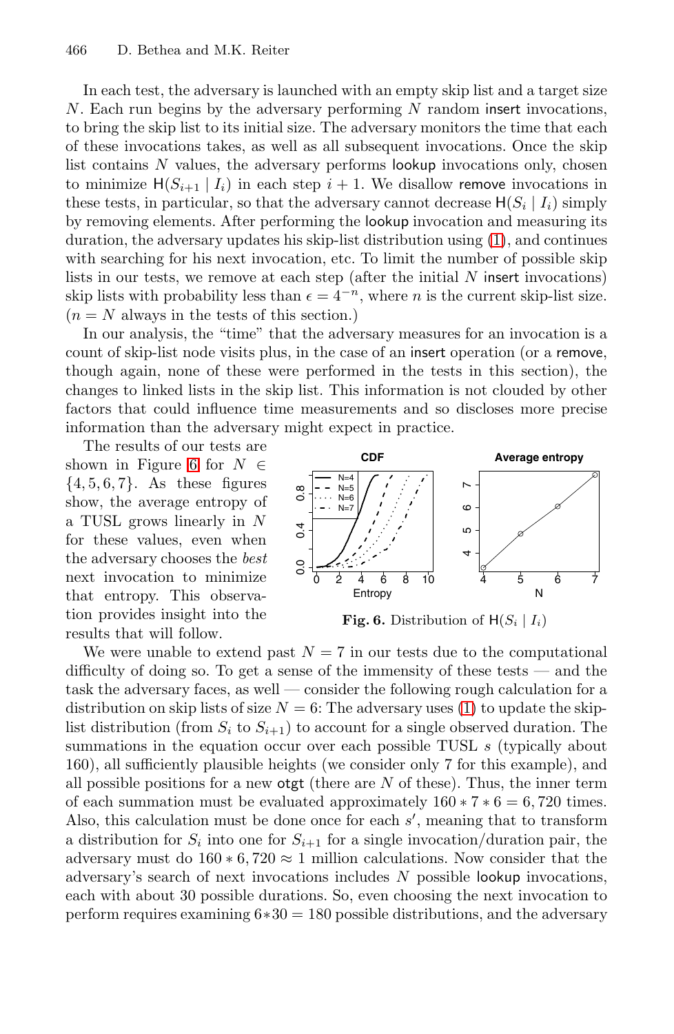In each test, the adversary is launched with an empty skip list and a target size $N$. Each run begins by the adversary performing $N$ random insert invocations, to bring the skip list to its initial size. The adversary monitors the time that each of these invocations takes, as well as all subsequent invocations. Once the skip list contains $N$ values, the adversary performs lookup invocations only, chosen to minimize $\mathsf{H}(S_{i+1} \mid I_i)$ in each step $i+1$. We disallow remove invocations in these tests, in particular, so that the adversary cannot decrease $\mathsf{H}(S_i \mid I_i)$ simply by removing elements. After performing the lookup invocation and measuring its duration, the adversary updates his skip-list distribution using (1), and continues with searching for his next invocation, etc. To limit the number of possible skip lists in our tests, we remove at each step (after the initial $N$ insert invocations) skip lists with probability less than $\epsilon = 4^{-n}$, where $n$ is the current skip-list size. ($n = N$ always in the tests of this section.)

In our analysis, the "time" that the adversary measures for an invocation is a count of skip-list node visits plus, in the case of an insert operation (or a remove, though again, none of these were performed in the tests in this section), the changes to linked lists in the skip list. This information is not clouded by other factors that could influence time measurements and so discloses more precise information than the adversary might expect in practice.

The results of our tests are shown in Figure 6 for $N \in \{4, 5, 6, 7\}$. As these figures show, the average entropy of a TUSL grows linearly in $N$ for these values, even when the adversary chooses the *best* next invocation to minimize that entropy. This observation provides insight into the results that will follow.

**Fig. 6.** Distribution of $\mathsf{H}(S_i \mid I_i)$

We were unable to extend past $N = 7$ in our tests due to the computational difficulty of doing so. To get a sense of the immensity of these tests — and the task the adversary faces, as well — consider the following rough calculation for a distribution on skip lists of size $N = 6$: The adversary uses (1) to update the skip-list distribution (from $S_i$ to $S_{i+1}$) to account for a single observed duration. The summations in the equation occur over each possible TUSL $s$ (typically about 160), all sufficiently plausible heights (we consider only 7 for this example), and all possible positions for a new otgt (there are $N$ of these). Thus, the inner term of each summation must be evaluated approximately $160 * 7 * 6 = 6,720$ times. Also, this calculation must be done once for each $s'$, meaning that to transform a distribution for $S_i$ into one for $S_{i+1}$ for a single invocation/duration pair, the adversary must do $160 * 6,720 \approx 1$ million calculations. Now consider that the adversary's search of next invocations includes $N$ possible lookup invocations, each with about 30 possible durations. So, even choosing the next invocation to perform requires examining $6*30 = 180$ possible distributions, and the adversary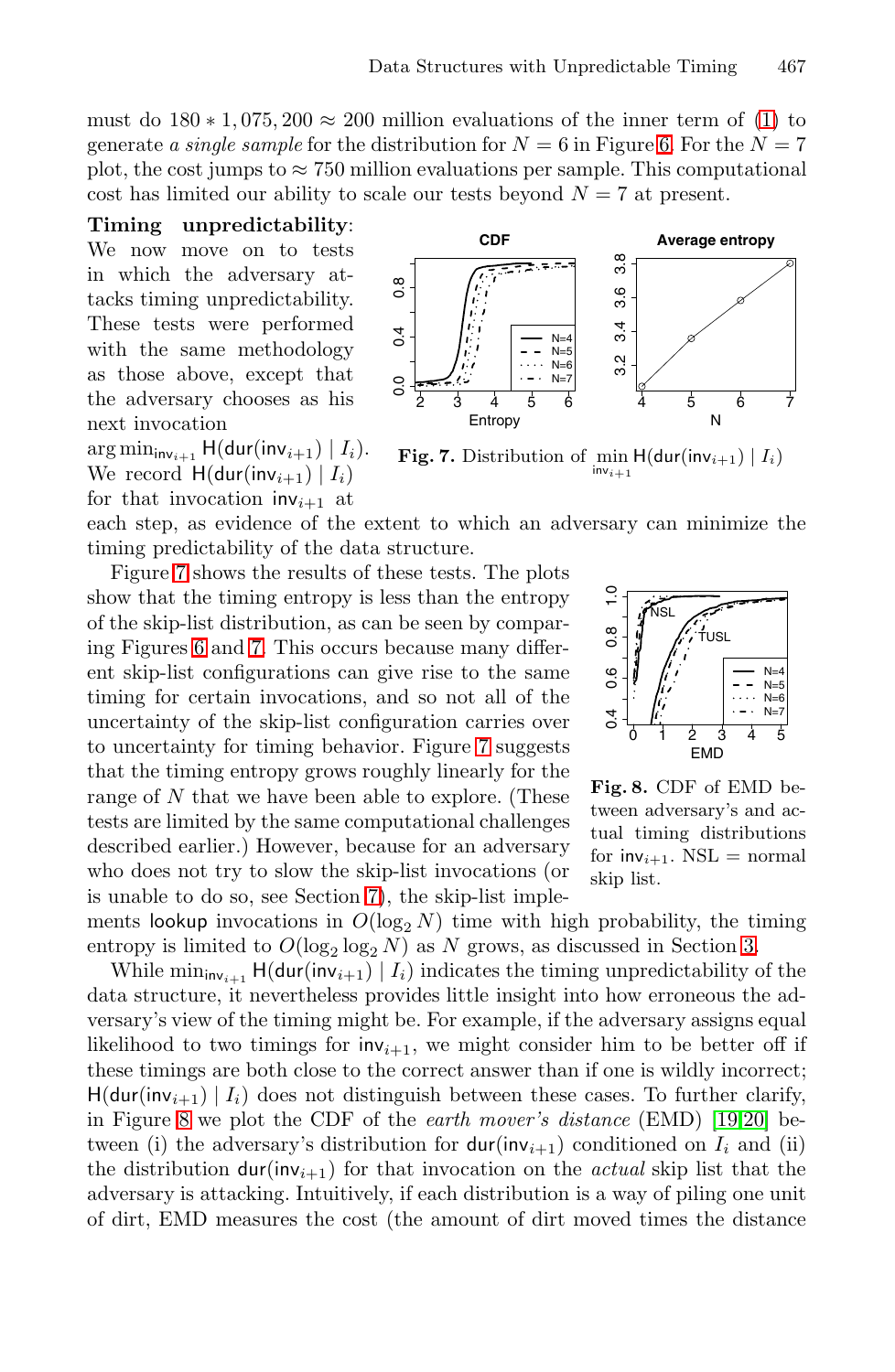must do $180 * 1,075,200 \approx 200$ million evaluations of the inner term of (1) to generate *a single sample* for the distribution for $N = 6$ in Figure 6. For the $N = 7$ plot, the cost jumps to $\approx 750$ million evaluations per sample. This computational cost has limited our ability to scale our tests beyond $N = 7$ at present.

**Timing unpredictability**: We now move on to tests in which the adversary attacks timing unpredictability. These tests were performed with the same methodology as those above, except that the adversary chooses as his next invocation $\arg\min_{\mathsf{inv}_{i+1}} \mathsf{H}(\mathsf{dur}(\mathsf{inv}_{i+1}) \mid I_i)$. We record $\mathsf{H}(\mathsf{dur}(\mathsf{inv}_{i+1}) \mid I_i)$ for that invocation $\mathsf{inv}_{i+1}$ at each step, as evidence of the extent to which an adversary can minimize the timing predictability of the data structure.

**Fig. 7.** Distribution of $\min_{\mathsf{inv}_{i+1}} \mathsf{H}(\mathsf{dur}(\mathsf{inv}_{i+1}) \mid I_i)$

Figure 7 shows the results of these tests. The plots show that the timing entropy is less than the entropy of the skip-list distribution, as can be seen by comparing Figures 6 and 7. This occurs because many different skip-list configurations can give rise to the same timing for certain invocations, and so not all of the uncertainty of the skip-list configuration carries over to uncertainty for timing behavior. Figure 7 suggests that the timing entropy grows roughly linearly for the range of $N$ that we have been able to explore. (These tests are limited by the same computational challenges described earlier.) However, because for an adversary who does not try to slow the skip-list invocations (or is unable to do so, see Section 7), the skip-list implements lookup invocations in $O(\log_2 N)$ time with high probability, the timing entropy is limited to $O(\log_2 \log_2 N)$ as $N$ grows, as discussed in Section 3.

**Fig. 8.** CDF of EMD between adversary's and actual timing distributions for $\mathsf{inv}_{i+1}$. NSL = normal skip list.

While $\min_{\mathsf{inv}_{i+1}} \mathsf{H}(\mathsf{dur}(\mathsf{inv}_{i+1}) \mid I_i)$ indicates the timing unpredictability of the data structure, it nevertheless provides little insight into how erroneous the adversary's view of the timing might be. For example, if the adversary assigns equal likelihood to two timings for $\mathsf{inv}_{i+1}$, we might consider him to be better off if these timings are both close to the correct answer than if one is wildly incorrect; $\mathsf{H}(\mathsf{dur}(\mathsf{inv}_{i+1}) \mid I_i)$ does not distinguish between these cases. To further clarify, in Figure 8 we plot the CDF of the *earth mover's distance* (EMD) [19,20] between (i) the adversary's distribution for $\mathsf{dur}(\mathsf{inv}_{i+1})$ conditioned on $I_i$ and (ii) the distribution $\mathsf{dur}(\mathsf{inv}_{i+1})$ for that invocation on the *actual* skip list that the adversary is attacking. Intuitively, if each distribution is a way of piling one unit of dirt, EMD measures the cost (the amount of dirt moved times the distance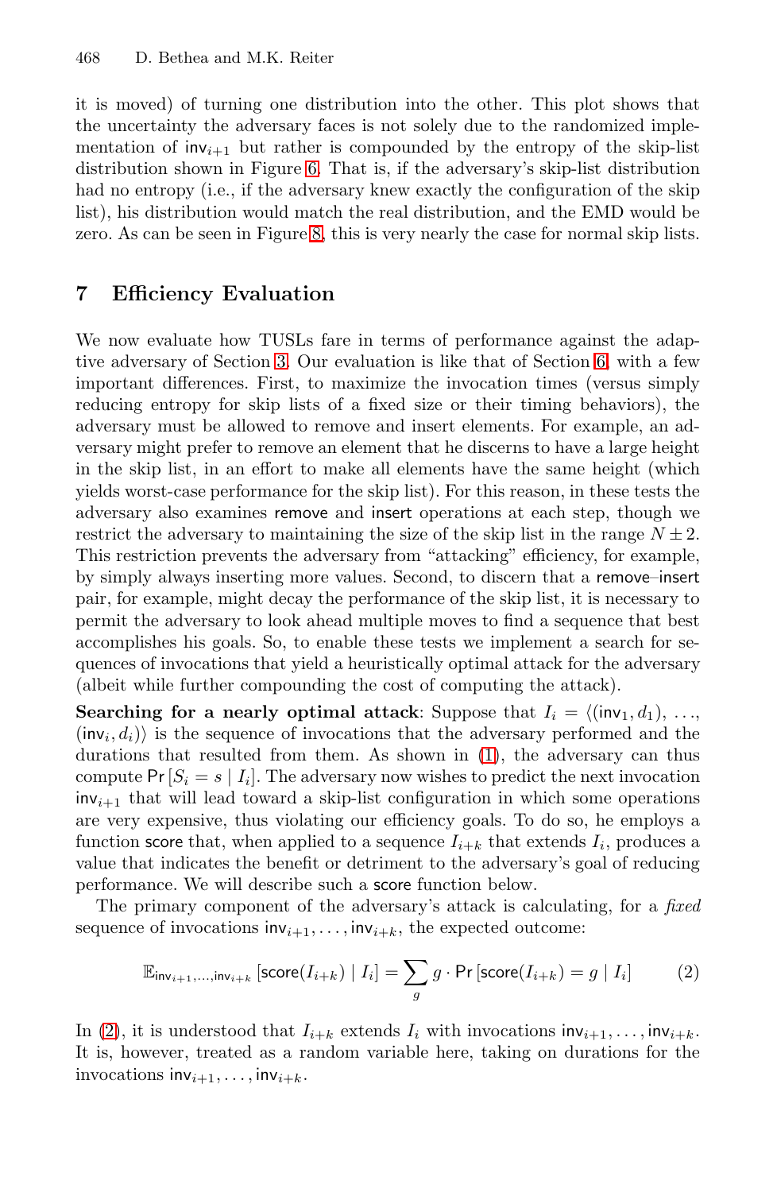it is moved) of turning one distribution into the other. This plot shows that the uncertainty the adversary faces is not solely due to the randomized implementation of $\mathsf{inv}_{i+1}$ but rather is compounded by the entropy of the skip-list distribution shown in Figure 6. That is, if the adversary's skip-list distribution had no entropy (i.e., if the adversary knew exactly the configuration of the skip list), his distribution would match the real distribution, and the EMD would be zero. As can be seen in Figure 8, this is very nearly the case for normal skip lists.

## 7 Efficiency Evaluation

We now evaluate how TUSLs fare in terms of performance against the adaptive adversary of Section 3. Our evaluation is like that of Section 6, with a few important differences. First, to maximize the invocation times (versus simply reducing entropy for skip lists of a fixed size or their timing behaviors), the adversary must be allowed to remove and insert elements. For example, an adversary might prefer to remove an element that he discerns to have a large height in the skip list, in an effort to make all elements have the same height (which yields worst-case performance for the skip list). For this reason, in these tests the adversary also examines remove and insert operations at each step, though we restrict the adversary to maintaining the size of the skip list in the range $N \pm 2$. This restriction prevents the adversary from "attacking" efficiency, for example, by simply always inserting more values. Second, to discern that a remove–insert pair, for example, might decay the performance of the skip list, it is necessary to permit the adversary to look ahead multiple moves to find a sequence that best accomplishes his goals. So, to enable these tests we implement a search for sequences of invocations that yield a heuristically optimal attack for the adversary (albeit while further compounding the cost of computing the attack).

**Searching for a nearly optimal attack**: Suppose that $I_i = \langle(\mathsf{inv}_1, d_1), \ldots, (\mathsf{inv}_i, d_i)\rangle$ is the sequence of invocations that the adversary performed and the durations that resulted from them. As shown in (1), the adversary can thus compute $\mathsf{Pr}\left[S_i = s \mid I_i\right]$. The adversary now wishes to predict the next invocation $\mathsf{inv}_{i+1}$ that will lead toward a skip-list configuration in which some operations are very expensive, thus violating our efficiency goals. To do so, he employs a function score that, when applied to a sequence $I_{i+k}$ that extends $I_i$, produces a value that indicates the benefit or detriment to the adversary's goal of reducing performance. We will describe such a score function below.

The primary component of the adversary's attack is calculating, for a *fixed* sequence of invocations $\mathsf{inv}_{i+1}, \ldots, \mathsf{inv}_{i+k}$, the expected outcome:

$$\mathbb{E}_{\mathsf{inv}_{i+1},\ldots,\mathsf{inv}_{i+k}}\left[\mathsf{score}(I_{i+k}) \mid I_i\right] = \sum_g g \cdot \mathsf{Pr}\left[\mathsf{score}(I_{i+k}) = g \mid I_i\right] \qquad (2)$$

In (2), it is understood that $I_{i+k}$ extends $I_i$ with invocations $\mathsf{inv}_{i+1}, \ldots, \mathsf{inv}_{i+k}$. It is, however, treated as a random variable here, taking on durations for the invocations $\mathsf{inv}_{i+1}, \ldots, \mathsf{inv}_{i+k}$.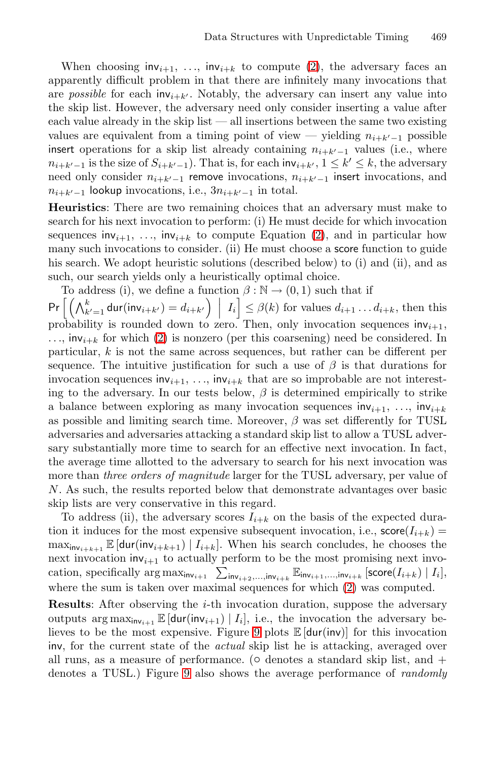When choosing $\mathsf{inv}_{i+1}, \ldots, \mathsf{inv}_{i+k}$ to compute (2), the adversary faces an apparently difficult problem in that there are infinitely many invocations that are *possible* for each $\mathsf{inv}_{i+k'}$. Notably, the adversary can insert any value into the skip list. However, the adversary need only consider inserting a value after each value already in the skip list — all insertions between the same two existing values are equivalent from a timing point of view — yielding $n_{i+k'-1}$ possible insert operations for a skip list already containing $n_{i+k'-1}$ values (i.e., where $n_{i+k'-1}$ is the size of $S_{i+k'-1}$). That is, for each $\mathsf{inv}_{i+k'}$, $1 \le k' \le k$, the adversary need only consider $n_{i+k'-1}$ remove invocations, $n_{i+k'-1}$ insert invocations, and $n_{i+k'-1}$ lookup invocations, i.e., $3n_{i+k'-1}$ in total.

**Heuristics**: There are two remaining choices that an adversary must make to search for his next invocation to perform: (i) He must decide for which invocation sequences $\mathsf{inv}_{i+1}, \ldots, \mathsf{inv}_{i+k}$ to compute Equation (2), and in particular how many such invocations to consider. (ii) He must choose a score function to guide his search. We adopt heuristic solutions (described below) to (i) and (ii), and as such, our search yields only a heuristically optimal choice.

To address (i), we define a function $\beta : \mathbb{N} \to (0, 1)$ such that if $\Pr\left[\left(\bigwedge_{k'=1}^{k} \mathsf{dur}(\mathsf{inv}_{i+k'}) = d_{i+k'}\right) \;\middle|\; I_i\right] \le \beta(k)$ for values $d_{i+1} \ldots d_{i+k}$, then this probability is rounded down to zero. Then, only invocation sequences $\mathsf{inv}_{i+1}, \ldots, \mathsf{inv}_{i+k}$ for which (2) is nonzero (per this coarsening) need be considered. In particular, $k$ is not the same across sequences, but rather can be different per sequence. The intuitive justification for such a use of $\beta$ is that durations for invocation sequences $\mathsf{inv}_{i+1}, \ldots, \mathsf{inv}_{i+k}$ that are so improbable are not interesting to the adversary. In our tests below, $\beta$ is determined empirically to strike a balance between exploring as many invocation sequences $\mathsf{inv}_{i+1}, \ldots, \mathsf{inv}_{i+k}$ as possible and limiting search time. Moreover, $\beta$ was set differently for TUSL adversaries and adversaries attacking a standard skip list to allow a TUSL adversary substantially more time to search for an effective next invocation. In fact, the average time allotted to the adversary to search for his next invocation was more than *three orders of magnitude* larger for the TUSL adversary, per value of $N$. As such, the results reported below that demonstrate advantages over basic skip lists are very conservative in this regard.

To address (ii), the adversary scores $I_{i+k}$ on the basis of the expected duration it induces for the most expensive subsequent invocation, i.e., $\mathsf{score}(I_{i+k}) = \max_{\mathsf{inv}_{i+k+1}} \mathbb{E}\left[\mathsf{dur}(\mathsf{inv}_{i+k+1}) \mid I_{i+k}\right]$. When his search concludes, he chooses the next invocation $\mathsf{inv}_{i+1}$ to actually perform to be the most promising next invocation, specifically $\arg\max_{\mathsf{inv}_{i+1}} \sum_{\mathsf{inv}_{i+2},\ldots,\mathsf{inv}_{i+k}} \mathbb{E}_{\mathsf{inv}_{i+1},\ldots,\mathsf{inv}_{i+k}}\left[\mathsf{score}(I_{i+k}) \mid I_i\right]$, where the sum is taken over maximal sequences for which (2) was computed.

**Results**: After observing the $i$-th invocation duration, suppose the adversary outputs $\arg\max_{\mathsf{inv}_{i+1}} \mathbb{E}\left[\mathsf{dur}(\mathsf{inv}_{i+1}) \mid I_i\right]$, i.e., the invocation the adversary believes to be the most expensive. Figure 9 plots $\mathbb{E}\left[\mathsf{dur}(\mathsf{inv})\right]$ for this invocation $\mathsf{inv}$, for the current state of the *actual* skip list he is attacking, averaged over all runs, as a measure of performance. (○ denotes a standard skip list, and + denotes a TUSL.) Figure 9 also shows the average performance of *randomly*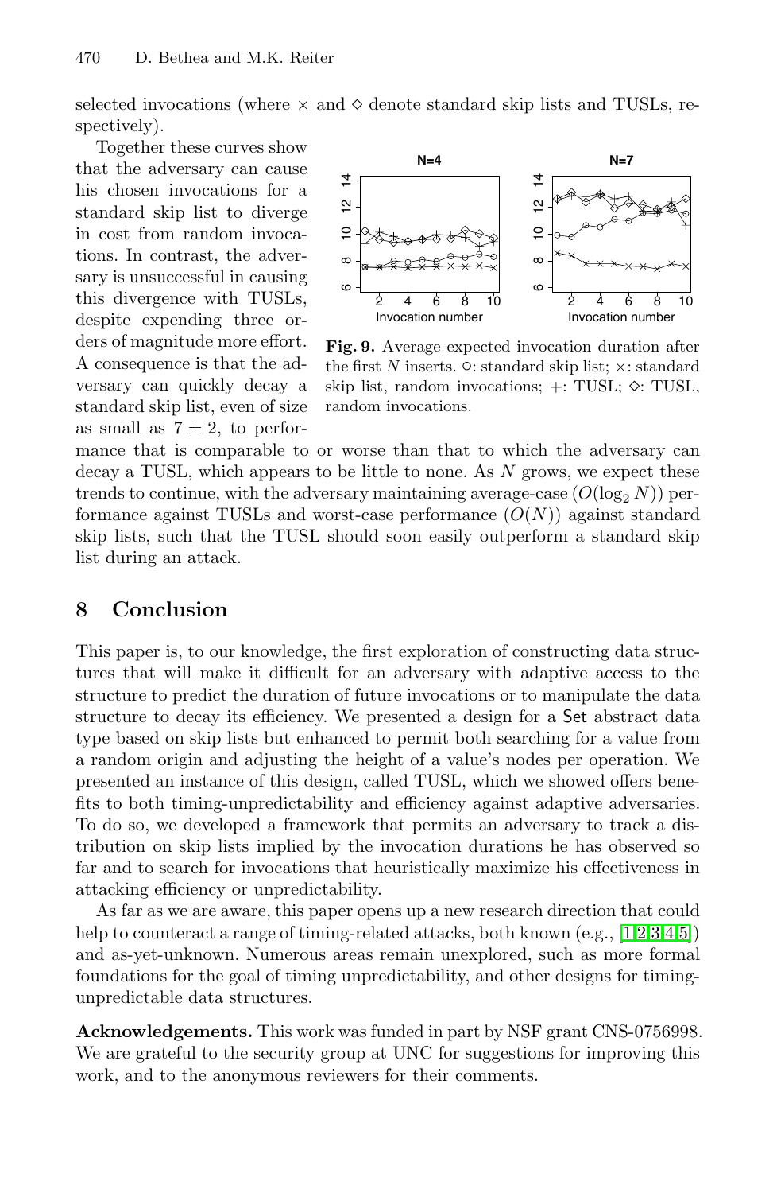selected invocations (where × and ◇ denote standard skip lists and TUSLs, respectively).

Together these curves show that the adversary can cause his chosen invocations for a standard skip list to diverge in cost from random invocations. In contrast, the adversary is unsuccessful in causing this divergence with TUSLs, despite expending three orders of magnitude more effort. A consequence is that the adversary can quickly decay a standard skip list, even of size as small as $7 \pm 2$, to performance that is comparable to or worse than that to which the adversary can decay a TUSL, which appears to be little to none. As $N$ grows, we expect these trends to continue, with the adversary maintaining average-case ($O(\log_2 N)$) performance against TUSLs and worst-case performance ($O(N)$) against standard skip lists, such that the TUSL should soon easily outperform a standard skip list during an attack.

**Fig. 9.** Average expected invocation duration after the first $N$ inserts. ○: standard skip list; ×: standard skip list, random invocations; +: TUSL; ◇: TUSL, random invocations.

## 8 Conclusion

This paper is, to our knowledge, the first exploration of constructing data structures that will make it difficult for an adversary with adaptive access to the structure to predict the duration of future invocations or to manipulate the data structure to decay its efficiency. We presented a design for a Set abstract data type based on skip lists but enhanced to permit both searching for a value from a random origin and adjusting the height of a value's nodes per operation. We presented an instance of this design, called TUSL, which we showed offers benefits to both timing-unpredictability and efficiency against adaptive adversaries. To do so, we developed a framework that permits an adversary to track a distribution on skip lists implied by the invocation durations he has observed so far and to search for invocations that heuristically maximize his effectiveness in attacking efficiency or unpredictability.

As far as we are aware, this paper opens up a new research direction that could help to counteract a range of timing-related attacks, both known (e.g., [1,2,3,4,5]) and as-yet-unknown. Numerous areas remain unexplored, such as more formal foundations for the goal of timing unpredictability, and other designs for timing-unpredictable data structures.

**Acknowledgements.** This work was funded in part by NSF grant CNS-0756998. We are grateful to the security group at UNC for suggestions for improving this work, and to the anonymous reviewers for their comments.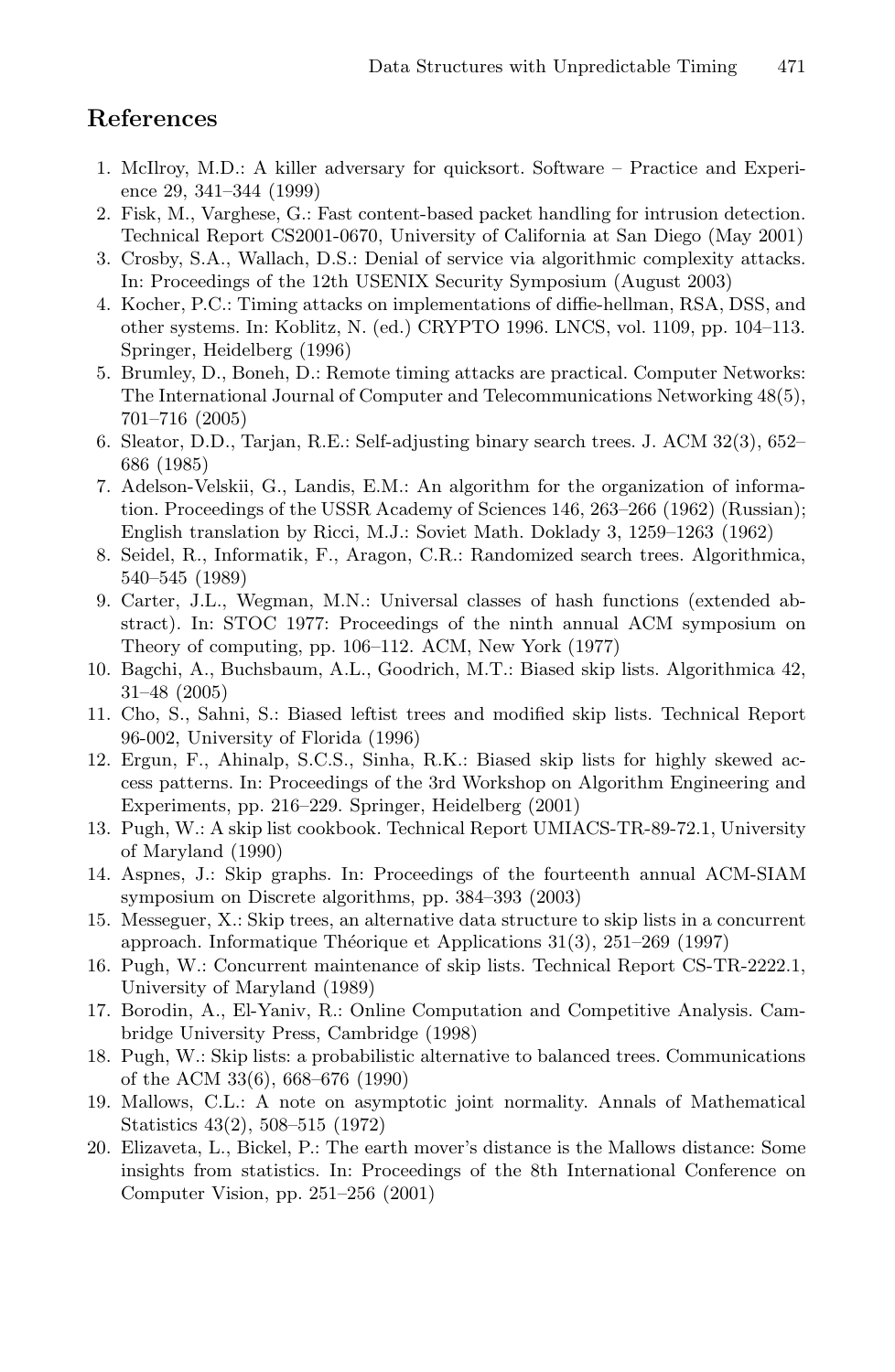## References

1. McIlroy, M.D.: A killer adversary for quicksort. Software – Practice and Experience 29, 341–344 (1999)
2. Fisk, M., Varghese, G.: Fast content-based packet handling for intrusion detection. Technical Report CS2001-0670, University of California at San Diego (May 2001)
3. Crosby, S.A., Wallach, D.S.: Denial of service via algorithmic complexity attacks. In: Proceedings of the 12th USENIX Security Symposium (August 2003)
4. Kocher, P.C.: Timing attacks on implementations of diffie-hellman, RSA, DSS, and other systems. In: Koblitz, N. (ed.) CRYPTO 1996. LNCS, vol. 1109, pp. 104–113. Springer, Heidelberg (1996)
5. Brumley, D., Boneh, D.: Remote timing attacks are practical. Computer Networks: The International Journal of Computer and Telecommunications Networking 48(5), 701–716 (2005)
6. Sleator, D.D., Tarjan, R.E.: Self-adjusting binary search trees. J. ACM 32(3), 652–686 (1985)
7. Adelson-Velskii, G., Landis, E.M.: An algorithm for the organization of information. Proceedings of the USSR Academy of Sciences 146, 263–266 (1962) (Russian); English translation by Ricci, M.J.: Soviet Math. Doklady 3, 1259–1263 (1962)
8. Seidel, R., Informatik, F., Aragon, C.R.: Randomized search trees. Algorithmica, 540–545 (1989)
9. Carter, J.L., Wegman, M.N.: Universal classes of hash functions (extended abstract). In: STOC 1977: Proceedings of the ninth annual ACM symposium on Theory of computing, pp. 106–112. ACM, New York (1977)
10. Bagchi, A., Buchsbaum, A.L., Goodrich, M.T.: Biased skip lists. Algorithmica 42, 31–48 (2005)
11. Cho, S., Sahni, S.: Biased leftist trees and modified skip lists. Technical Report 96-002, University of Florida (1996)
12. Ergun, F., Ahinalp, S.C.S., Sinha, R.K.: Biased skip lists for highly skewed access patterns. In: Proceedings of the 3rd Workshop on Algorithm Engineering and Experiments, pp. 216–229. Springer, Heidelberg (2001)
13. Pugh, W.: A skip list cookbook. Technical Report UMIACS-TR-89-72.1, University of Maryland (1990)
14. Aspnes, J.: Skip graphs. In: Proceedings of the fourteenth annual ACM-SIAM symposium on Discrete algorithms, pp. 384–393 (2003)
15. Messeguer, X.: Skip trees, an alternative data structure to skip lists in a concurrent approach. Informatique Théorique et Applications 31(3), 251–269 (1997)
16. Pugh, W.: Concurrent maintenance of skip lists. Technical Report CS-TR-2222.1, University of Maryland (1989)
17. Borodin, A., El-Yaniv, R.: Online Computation and Competitive Analysis. Cambridge University Press, Cambridge (1998)
18. Pugh, W.: Skip lists: a probabilistic alternative to balanced trees. Communications of the ACM 33(6), 668–676 (1990)
19. Mallows, C.L.: A note on asymptotic joint normality. Annals of Mathematical Statistics 43(2), 508–515 (1972)
20. Elizaveta, L., Bickel, P.: The earth mover's distance is the Mallows distance: Some insights from statistics. In: Proceedings of the 8th International Conference on Computer Vision, pp. 251–256 (2001)